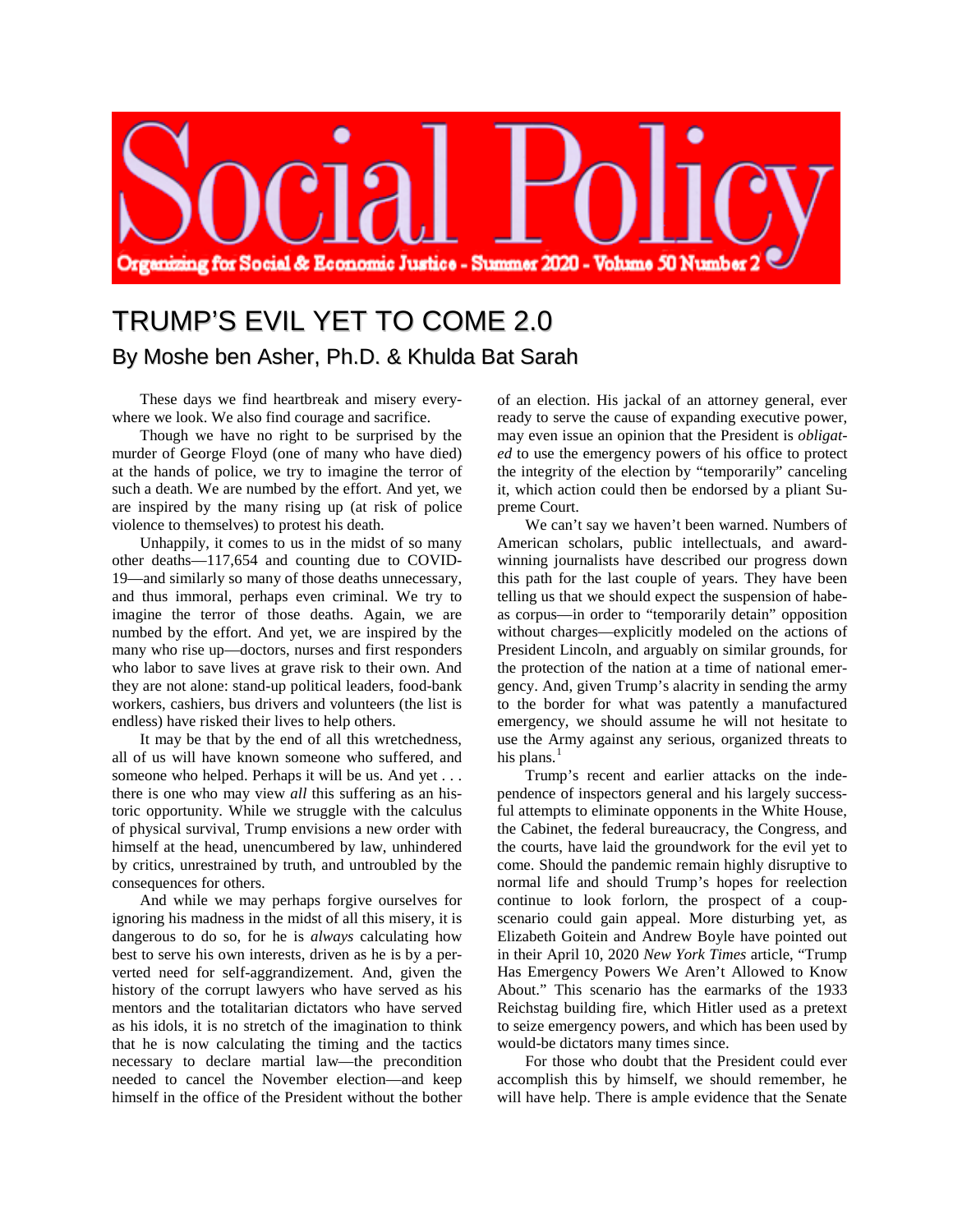# Social Policy

Organizing for Social & Economic Justice - Summer 2020 - Volume 50 Number 2

## TRUMP'S EVIL YET TO COME 2.0

### By Moshe ben Asher, Ph.D. & Khulda Bat Sarah

These days we find heartbreak and misery everywhere we look. We also find courage and sacrifice.

Though we have no right to be surprised by the murder of George Floyd (one of many who have died) at the hands of police, we try to imagine the terror of such a death. We are numbed by the effort. And yet, we are inspired by the many rising up (at risk of police violence to themselves) to protest his death.

Unhappily, it comes to us in the midst of so many other deaths—117,654 and counting due to COVID-19—and similarly so many of those deaths unnecessary, and thus immoral, perhaps even criminal. We try to imagine the terror of those deaths. Again, we are numbed by the effort. And yet, we are inspired by the many who rise up—doctors, nurses and first responders who labor to save lives at grave risk to their own. And they are not alone: stand-up political leaders, food-bank workers, cashiers, bus drivers and volunteers (the list is endless) have risked their lives to help others.

It may be that by the end of all this wretchedness, all of us will have known someone who suffered, and someone who helped. Perhaps it will be us. And yet . . . there is one who may view *all* this suffering as an historic opportunity. While we struggle with the calculus of physical survival, Trump envisions a new order with himself at the head, unencumbered by law, unhindered by critics, unrestrained by truth, and untroubled by the consequences for others.

And while we may perhaps forgive ourselves for ignoring his madness in the midst of all this misery, it is dangerous to do so, for he is *always* calculating how best to serve his own interests, driven as he is by a perverted need for self-aggrandizement. And, given the history of the corrupt lawyers who have served as his mentors and the totalitarian dictators who have served as his idols, it is no stretch of the imagination to think that he is now calculating the timing and the tactics necessary to declare martial law—the precondition needed to cancel the November election—and keep himself in the office of the President without the bother of an election. His jackal of an attorney general, ever ready to serve the cause of expanding executive power, may even issue an opinion that the President is *obligated* to use the emergency powers of his office to protect the integrity of the election by "temporarily" canceling it, which action could then be endorsed by a pliant Supreme Court.

We can't say we haven't been warned. Numbers of American scholars, public intellectuals, and award-winning journalists have described our progress down this path for the last couple of years. They have been telling us that we should expect the suspension of habeas corpus—in order to "temporarily detain" opposition without charges—explicitly modeled on the actions of President Lincoln, and arguably on similar grounds, for the protection of the nation at a time of national emergency. And, given Trump's alacrity in sending the army to the border for what was patently a manufactured emergency, we should assume he will not hesitate to use the Army against any serious, organized threats to his plans.[1]

Trump's recent and earlier attacks on the independence of inspectors general and his largely successful attempts to eliminate opponents in the White House, the Cabinet, the federal bureaucracy, the Congress, and the courts, have laid the groundwork for the evil yet to come. Should the pandemic remain highly disruptive to normal life and should Trump's hopes for reelection continue to look forlorn, the prospect of a coup-scenario could gain appeal. More disturbing yet, as Elizabeth Goitein and Andrew Boyle have pointed out in their April 10, 2020 *New York Times* article, "Trump Has Emergency Powers We Aren't Allowed to Know About." This scenario has the earmarks of the 1933 Reichstag building fire, which Hitler used as a pretext to seize emergency powers, and which has been used by would-be dictators many times since.

For those who doubt that the President could ever accomplish this by himself, we should remember, he will have help. There is ample evidence that the Senate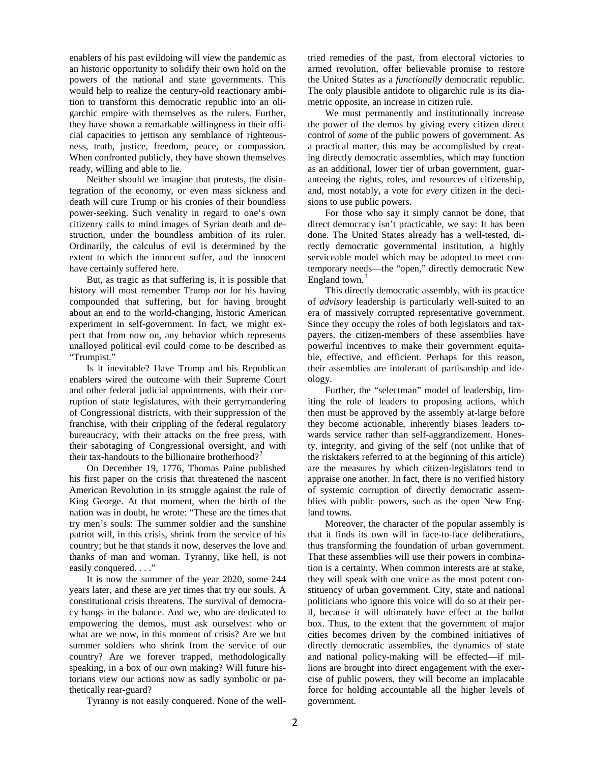enablers of his past evildoing will view the pandemic as an historic opportunity to solidify their own hold on the powers of the national and state governments. This would help to realize the century-old reactionary ambition to transform this democratic republic into an oligarchic empire with themselves as the rulers. Further, they have shown a remarkable willingness in their official capacities to jettison any semblance of righteousness, truth, justice, freedom, peace, or compassion. When confronted publicly, they have shown themselves ready, willing and able to lie.

Neither should we imagine that protests, the disintegration of the economy, or even mass sickness and death will cure Trump or his cronies of their boundless power-seeking. Such venality in regard to one's own citizenry calls to mind images of Syrian death and destruction, under the boundless ambition of its ruler. Ordinarily, the calculus of evil is determined by the extent to which the innocent suffer, and the innocent have certainly suffered here.

But, as tragic as that suffering is, it is possible that history will most remember Trump *not* for his having compounded that suffering, but for having brought about an end to the world-changing, historic American experiment in self-government. In fact, we might expect that from now on, any behavior which represents unalloyed political evil could come to be described as "Trumpist."

Is it inevitable? Have Trump and his Republican enablers wired the outcome with their Supreme Court and other federal judicial appointments, with their corruption of state legislatures, with their gerrymandering of Congressional districts, with their suppression of the franchise, with their crippling of the federal regulatory bureaucracy, with their attacks on the free press, with their sabotaging of Congressional oversight, and with their tax-handouts to the billionaire brotherhood?[2]

On December 19, 1776, Thomas Paine published his first paper on the crisis that threatened the nascent American Revolution in its struggle against the rule of King George. At that moment, when the birth of the nation was in doubt, he wrote: "These are the times that try men's souls: The summer soldier and the sunshine patriot will, in this crisis, shrink from the service of his country; but he that stands it now, deserves the love and thanks of man and woman. Tyranny, like hell, is not easily conquered. . . ."

It is now the summer of the year 2020, some 244 years later, and these are *yet* times that try our souls. A constitutional crisis threatens. The survival of democracy hangs in the balance. And we, who are dedicated to empowering the demos, must ask ourselves: who or what are we now, in this moment of crisis? Are we but summer soldiers who shrink from the service of our country? Are we forever trapped, methodologically speaking, in a box of our own making? Will future historians view our actions now as sadly symbolic or pathetically rear-guard?

Tyranny is not easily conquered. None of the well-tried remedies of the past, from electoral victories to armed revolution, offer believable promise to restore the United States as a *functionally* democratic republic. The only plausible antidote to oligarchic rule is its diametric opposite, an increase in citizen rule.

We must permanently and institutionally increase the power of the demos by giving every citizen direct control of *some* of the public powers of government. As a practical matter, this may be accomplished by creating directly democratic assemblies, which may function as an additional, lower tier of urban government, guaranteeing the rights, roles, and resources of citizenship, and, most notably, a vote for *every* citizen in the decisions to use public powers.

For those who say it simply cannot be done, that direct democracy isn't practicable, we say: It has been done. The United States already has a well-tested, directly democratic governmental institution, a highly serviceable model which may be adopted to meet contemporary needs—the "open," directly democratic New England town.[3]

This directly democratic assembly, with its practice of *advisory* leadership is particularly well-suited to an era of massively corrupted representative government. Since they occupy the roles of both legislators and taxpayers, the citizen-members of these assemblies have powerful incentives to make their government equitable, effective, and efficient. Perhaps for this reason, their assemblies are intolerant of partisanship and ideology.

Further, the "selectman" model of leadership, limiting the role of leaders to proposing actions, which then must be approved by the assembly at-large before they become actionable, inherently biases leaders towards service rather than self-aggrandizement. Honesty, integrity, and giving of the self (not unlike that of the risktakers referred to at the beginning of this article) are the measures by which citizen-legislators tend to appraise one another. In fact, there is no verified history of systemic corruption of directly democratic assemblies with public powers, such as the open New England towns.

Moreover, the character of the popular assembly is that it finds its own will in face-to-face deliberations, thus transforming the foundation of urban government. That these assemblies will use their powers in combination is a certainty. When common interests are at stake, they will speak with one voice as the most potent constituency of urban government. City, state and national politicians who ignore this voice will do so at their peril, because it will ultimately have effect at the ballot box. Thus, to the extent that the government of major cities becomes driven by the combined initiatives of directly democratic assemblies, the dynamics of state and national policy-making will be effected—if millions are brought into direct engagement with the exercise of public powers, they will become an implacable force for holding accountable all the higher levels of government.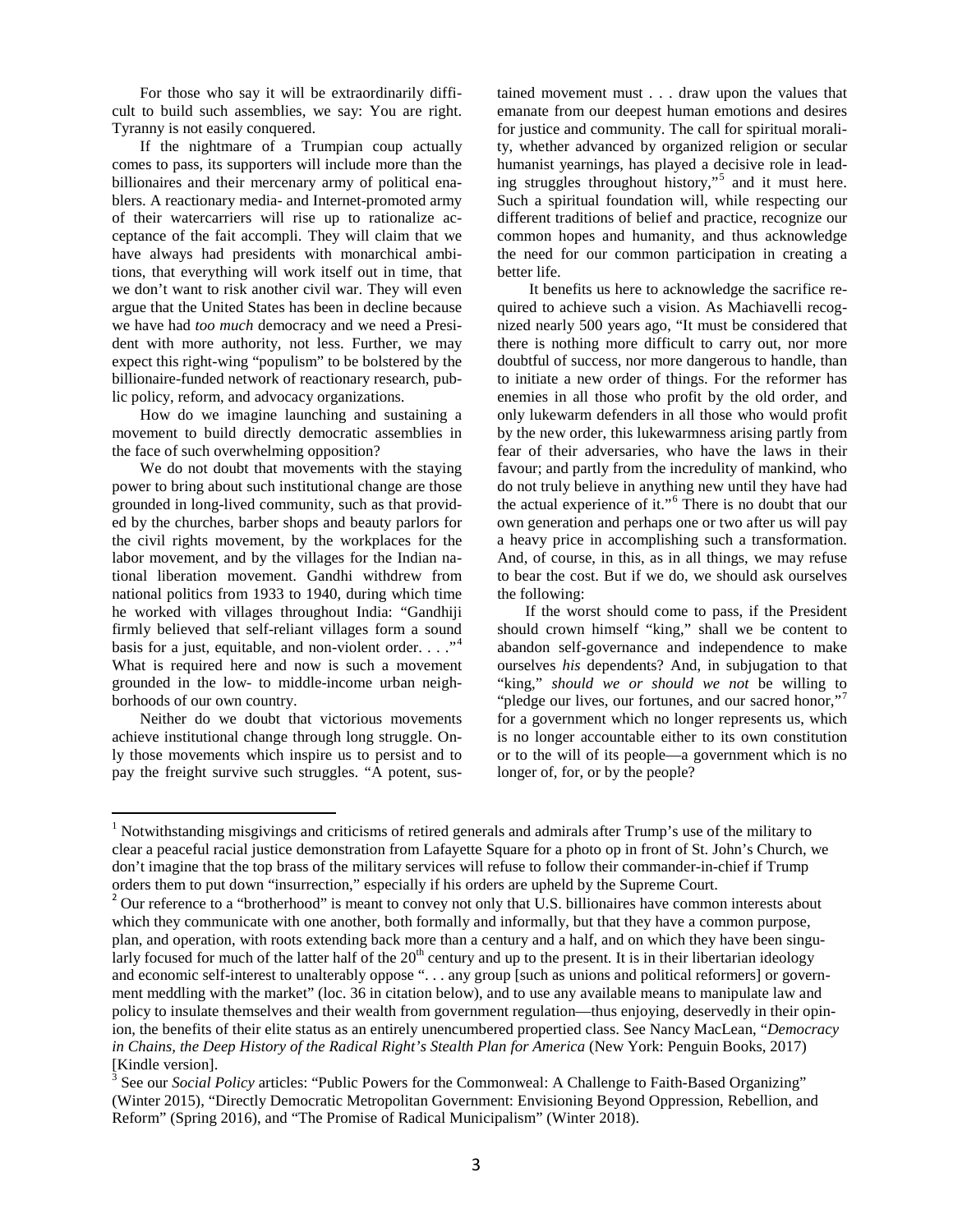For those who say it will be extraordinarily difficult to build such assemblies, we say: You are right. Tyranny is not easily conquered.

If the nightmare of a Trumpian coup actually comes to pass, its supporters will include more than the billionaires and their mercenary army of political enablers. A reactionary media- and Internet-promoted army of their watercarriers will rise up to rationalize acceptance of the fait accompli. They will claim that we have always had presidents with monarchical ambitions, that everything will work itself out in time, that we don't want to risk another civil war. They will even argue that the United States has been in decline because we have had *too much* democracy and we need a President with more authority, not less. Further, we may expect this right-wing "populism" to be bolstered by the billionaire-funded network of reactionary research, public policy, reform, and advocacy organizations.

How do we imagine launching and sustaining a movement to build directly democratic assemblies in the face of such overwhelming opposition?

We do not doubt that movements with the staying power to bring about such institutional change are those grounded in long-lived community, such as that provided by the churches, barber shops and beauty parlors for the civil rights movement, by the workplaces for the labor movement, and by the villages for the Indian national liberation movement. Gandhi withdrew from national politics from 1933 to 1940, during which time he worked with villages throughout India: "Gandhiji firmly believed that self-reliant villages form a sound basis for a just, equitable, and non-violent order. . . ."[4] What is required here and now is such a movement grounded in the low- to middle-income urban neighborhoods of our own country.

Neither do we doubt that victorious movements achieve institutional change through long struggle. Only those movements which inspire us to persist and to pay the freight survive such struggles. "A potent, sustained movement must . . . draw upon the values that emanate from our deepest human emotions and desires for justice and community. The call for spiritual morality, whether advanced by organized religion or secular humanist yearnings, has played a decisive role in leading struggles throughout history,"[5] and it must here. Such a spiritual foundation will, while respecting our different traditions of belief and practice, recognize our common hopes and humanity, and thus acknowledge the need for our common participation in creating a better life.

It benefits us here to acknowledge the sacrifice required to achieve such a vision. As Machiavelli recognized nearly 500 years ago, "It must be considered that there is nothing more difficult to carry out, nor more doubtful of success, nor more dangerous to handle, than to initiate a new order of things. For the reformer has enemies in all those who profit by the old order, and only lukewarm defenders in all those who would profit by the new order, this lukewarmness arising partly from fear of their adversaries, who have the laws in their favour; and partly from the incredulity of mankind, who do not truly believe in anything new until they have had the actual experience of it."[6] There is no doubt that our own generation and perhaps one or two after us will pay a heavy price in accomplishing such a transformation. And, of course, in this, as in all things, we may refuse to bear the cost. But if we do, we should ask ourselves the following:

If the worst should come to pass, if the President should crown himself "king," shall we be content to abandon self-governance and independence to make ourselves *his* dependents? And, in subjugation to that "king," *should we or should we not* be willing to "pledge our lives, our fortunes, and our sacred honor,"[7] for a government which no longer represents us, which is no longer accountable either to its own constitution or to the will of its people—a government which is no longer of, for, or by the people?

---

[1] Notwithstanding misgivings and criticisms of retired generals and admirals after Trump's use of the military to clear a peaceful racial justice demonstration from Lafayette Square for a photo op in front of St. John's Church, we don't imagine that the top brass of the military services will refuse to follow their commander-in-chief if Trump orders them to put down "insurrection," especially if his orders are upheld by the Supreme Court.

[2] Our reference to a "brotherhood" is meant to convey not only that U.S. billionaires have common interests about which they communicate with one another, both formally and informally, but that they have a common purpose, plan, and operation, with roots extending back more than a century and a half, and on which they have been singularly focused for much of the latter half of the 20th century and up to the present. It is in their libertarian ideology and economic self-interest to unalterably oppose ". . . any group [such as unions and political reformers] or government meddling with the market" (loc. 36 in citation below), and to use any available means to manipulate law and policy to insulate themselves and their wealth from government regulation—thus enjoying, deservedly in their opinion, the benefits of their elite status as an entirely unencumbered propertied class. See Nancy MacLean, "*Democracy in Chains, the Deep History of the Radical Right's Stealth Plan for America* (New York: Penguin Books, 2017) [Kindle version].

[3] See our *Social Policy* articles: "Public Powers for the Commonweal: A Challenge to Faith-Based Organizing" (Winter 2015), "Directly Democratic Metropolitan Government: Envisioning Beyond Oppression, Rebellion, and Reform" (Spring 2016), and "The Promise of Radical Municipalism" (Winter 2018).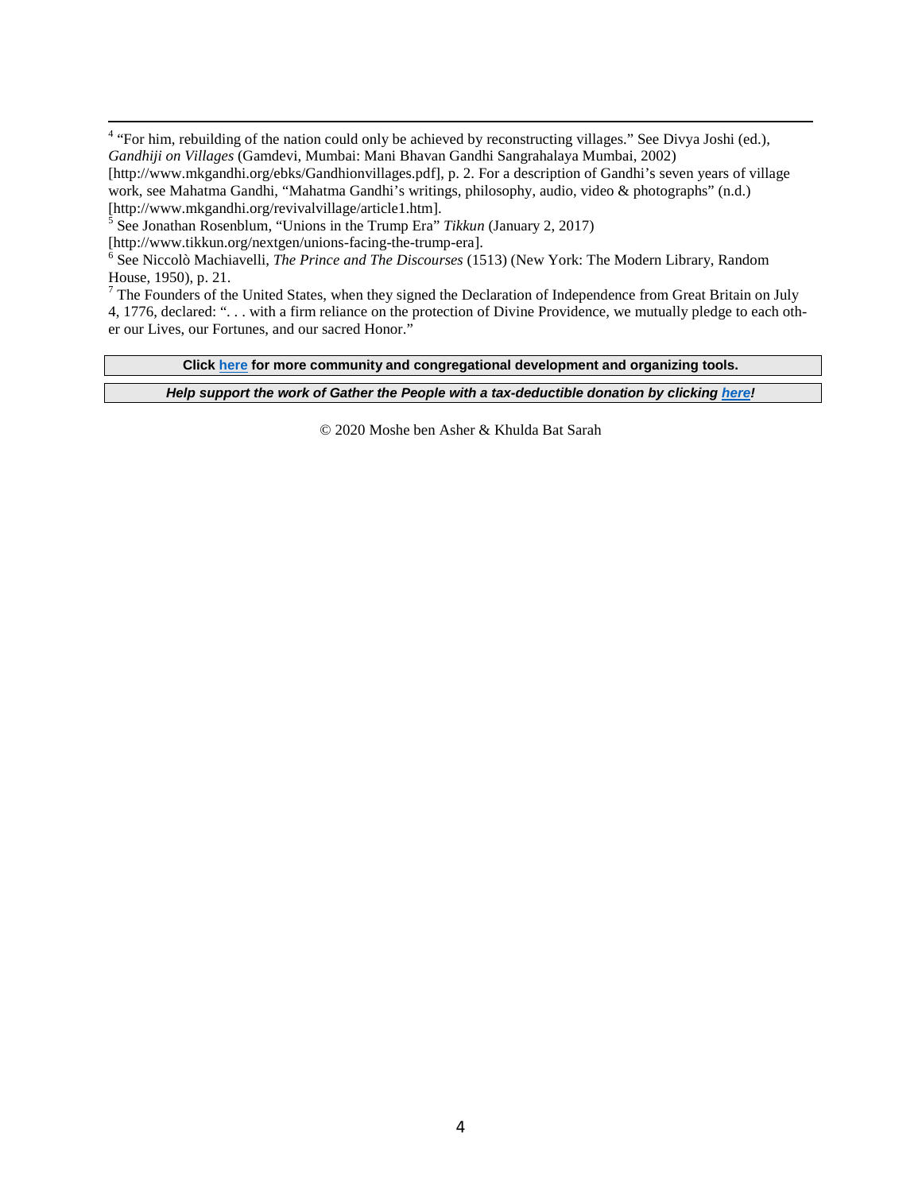[4] "For him, rebuilding of the nation could only be achieved by reconstructing villages." See Divya Joshi (ed.), *Gandhiji on Villages* (Gamdevi, Mumbai: Mani Bhavan Gandhi Sangrahalaya Mumbai, 2002) [http://www.mkgandhi.org/ebks/Gandhionvillages.pdf], p. 2. For a description of Gandhi's seven years of village work, see Mahatma Gandhi, "Mahatma Gandhi's writings, philosophy, audio, video & photographs" (n.d.) [http://www.mkgandhi.org/revivalvillage/article1.htm].

[5] See Jonathan Rosenblum, "Unions in the Trump Era" *Tikkun* (January 2, 2017) [http://www.tikkun.org/nextgen/unions-facing-the-trump-era].

[6] See Niccolò Machiavelli, *The Prince and The Discourses* (1513) (New York: The Modern Library, Random House, 1950), p. 21.

[7] The Founders of the United States, when they signed the Declaration of Independence from Great Britain on July 4, 1776, declared: ". . . with a firm reliance on the protection of Divine Providence, we mutually pledge to each other our Lives, our Fortunes, and our sacred Honor."

**Click here for more community and congregational development and organizing tools.**

***Help support the work of Gather the People with a tax-deductible donation by clicking here!***

© 2020 Moshe ben Asher & Khulda Bat Sarah